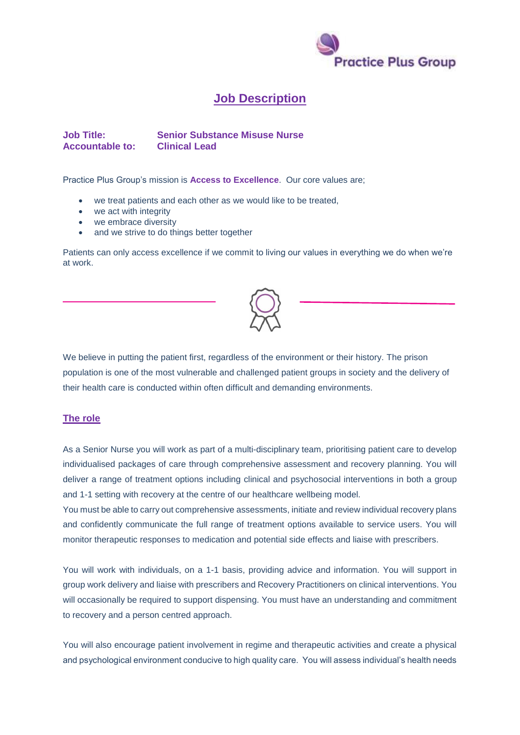# Job Description

**Job Title:** **Senior Substance Misuse Nurse**
**Accountable to:** **Clinical Lead**

Practice Plus Group's mission is **Access to Excellence**. Our core values are;

- we treat patients and each other as we would like to be treated,
- we act with integrity
- we embrace diversity
- and we strive to do things better together

Patients can only access excellence if we commit to living our values in everything we do when we're at work.

We believe in putting the patient first, regardless of the environment or their history. The prison population is one of the most vulnerable and challenged patient groups in society and the delivery of their health care is conducted within often difficult and demanding environments.

## The role

As a Senior Nurse you will work as part of a multi-disciplinary team, prioritising patient care to develop individualised packages of care through comprehensive assessment and recovery planning. You will deliver a range of treatment options including clinical and psychosocial interventions in both a group and 1-1 setting with recovery at the centre of our healthcare wellbeing model.
You must be able to carry out comprehensive assessments, initiate and review individual recovery plans and confidently communicate the full range of treatment options available to service users. You will monitor therapeutic responses to medication and potential side effects and liaise with prescribers.

You will work with individuals, on a 1-1 basis, providing advice and information. You will support in group work delivery and liaise with prescribers and Recovery Practitioners on clinical interventions. You will occasionally be required to support dispensing. You must have an understanding and commitment to recovery and a person centred approach.

You will also encourage patient involvement in regime and therapeutic activities and create a physical and psychological environment conducive to high quality care. You will assess individual's health needs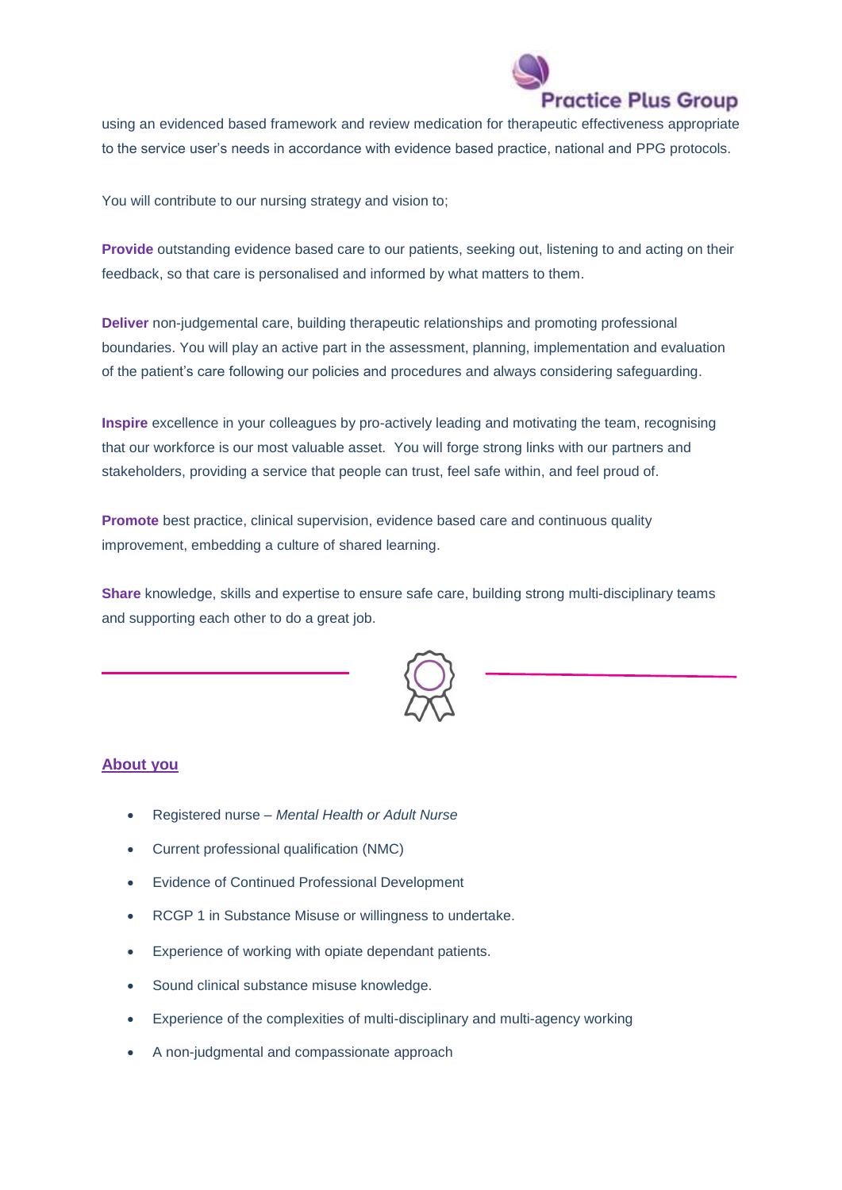using an evidenced based framework and review medication for therapeutic effectiveness appropriate to the service user's needs in accordance with evidence based practice, national and PPG protocols.

You will contribute to our nursing strategy and vision to;

**Provide** outstanding evidence based care to our patients, seeking out, listening to and acting on their feedback, so that care is personalised and informed by what matters to them.

**Deliver** non-judgemental care, building therapeutic relationships and promoting professional boundaries. You will play an active part in the assessment, planning, implementation and evaluation of the patient's care following our policies and procedures and always considering safeguarding.

**Inspire** excellence in your colleagues by pro-actively leading and motivating the team, recognising that our workforce is our most valuable asset. You will forge strong links with our partners and stakeholders, providing a service that people can trust, feel safe within, and feel proud of.

**Promote** best practice, clinical supervision, evidence based care and continuous quality improvement, embedding a culture of shared learning.

**Share** knowledge, skills and expertise to ensure safe care, building strong multi-disciplinary teams and supporting each other to do a great job.

## About you

- Registered nurse – *Mental Health or Adult Nurse*
- Current professional qualification (NMC)
- Evidence of Continued Professional Development
- RCGP 1 in Substance Misuse or willingness to undertake.
- Experience of working with opiate dependant patients.
- Sound clinical substance misuse knowledge.
- Experience of the complexities of multi-disciplinary and multi-agency working
- A non-judgmental and compassionate approach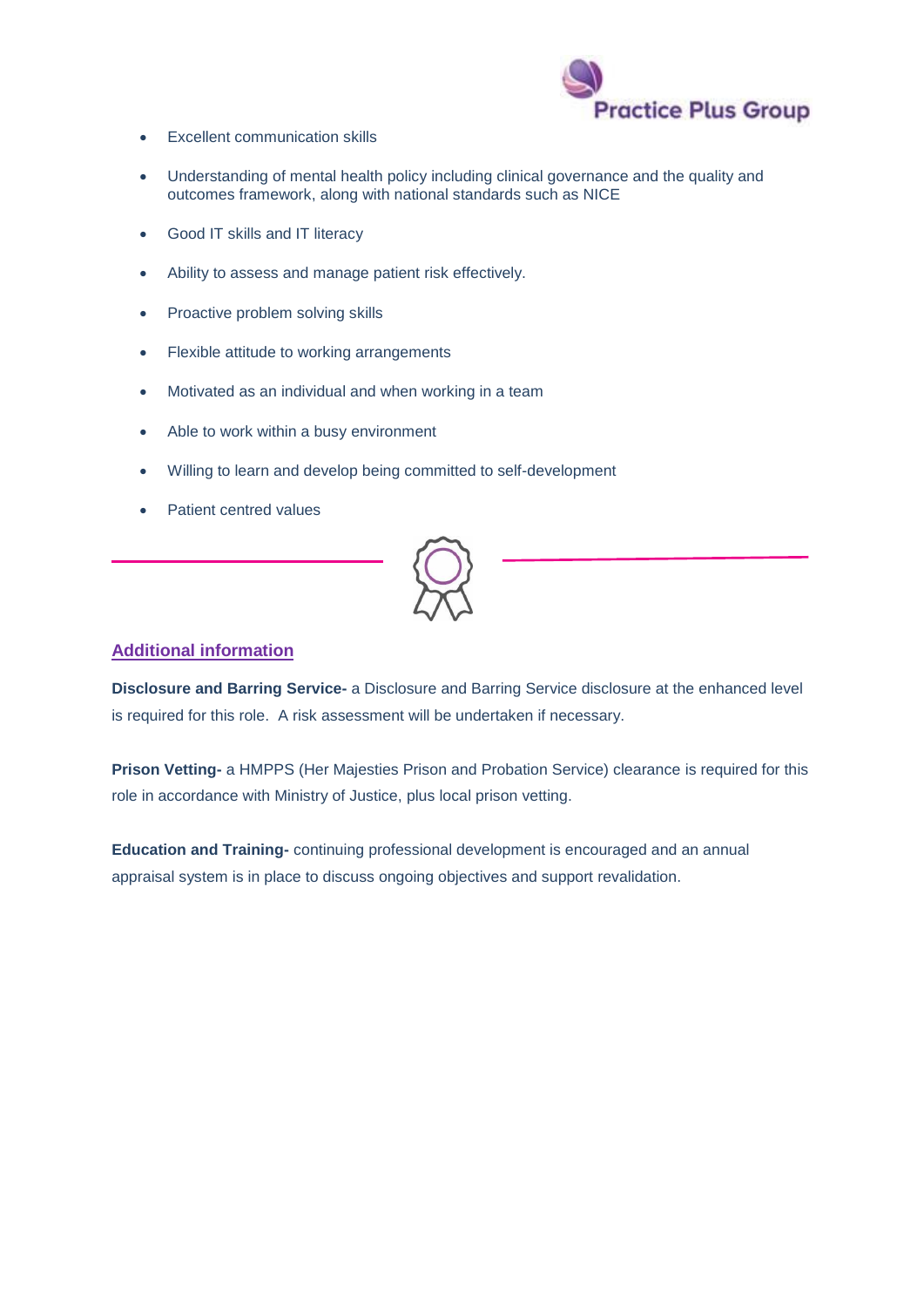- Excellent communication skills
- Understanding of mental health policy including clinical governance and the quality and outcomes framework, along with national standards such as NICE
- Good IT skills and IT literacy
- Ability to assess and manage patient risk effectively.
- Proactive problem solving skills
- Flexible attitude to working arrangements
- Motivated as an individual and when working in a team
- Able to work within a busy environment
- Willing to learn and develop being committed to self-development
- Patient centred values

## Additional information

**Disclosure and Barring Service-** a Disclosure and Barring Service disclosure at the enhanced level is required for this role. A risk assessment will be undertaken if necessary.

**Prison Vetting-** a HMPPS (Her Majesties Prison and Probation Service) clearance is required for this role in accordance with Ministry of Justice, plus local prison vetting.

**Education and Training-** continuing professional development is encouraged and an annual appraisal system is in place to discuss ongoing objectives and support revalidation.